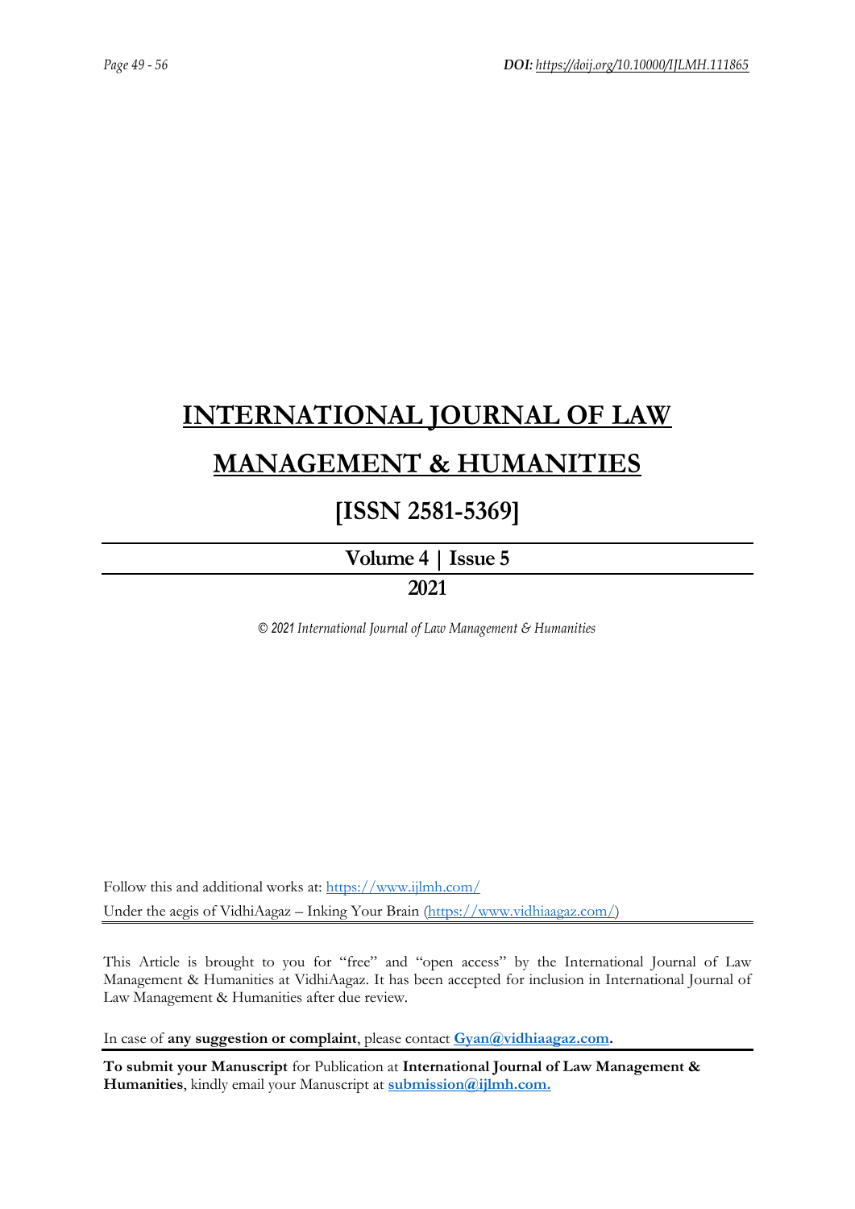# INTERNATIONAL JOURNAL OF LAW MANAGEMENT & HUMANITIES

## [ISSN 2581-5369]

**Volume 4 | Issue 5**

**2021**

*© 2021 International Journal of Law Management & Humanities*

Follow this and additional works at: https://www.ijlmh.com/

Under the aegis of VidhiAagaz – Inking Your Brain (https://www.vidhiaagaz.com/)

This Article is brought to you for "free" and "open access" by the International Journal of Law Management & Humanities at VidhiAagaz. It has been accepted for inclusion in International Journal of Law Management & Humanities after due review.

In case of **any suggestion or complaint**, please contact **Gyan@vidhiaagaz.com.**

**To submit your Manuscript** for Publication at **International Journal of Law Management & Humanities**, kindly email your Manuscript at **submission@ijlmh.com.**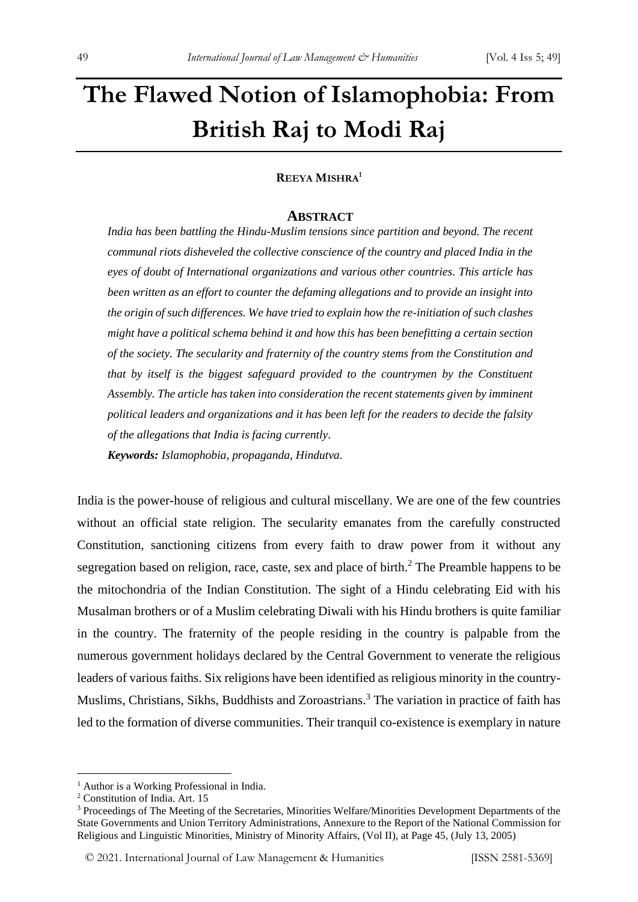# The Flawed Notion of Islamophobia: From British Raj to Modi Raj

**Reeya Mishra**[1]

## Abstract

*India has been battling the Hindu-Muslim tensions since partition and beyond. The recent communal riots disheveled the collective conscience of the country and placed India in the eyes of doubt of International organizations and various other countries. This article has been written as an effort to counter the defaming allegations and to provide an insight into the origin of such differences. We have tried to explain how the re-initiation of such clashes might have a political schema behind it and how this has been benefitting a certain section of the society. The secularity and fraternity of the country stems from the Constitution and that by itself is the biggest safeguard provided to the countrymen by the Constituent Assembly. The article has taken into consideration the recent statements given by imminent political leaders and organizations and it has been left for the readers to decide the falsity of the allegations that India is facing currently.*

***Keywords:*** *Islamophobia, propaganda, Hindutva.*

India is the power-house of religious and cultural miscellany. We are one of the few countries without an official state religion. The secularity emanates from the carefully constructed Constitution, sanctioning citizens from every faith to draw power from it without any segregation based on religion, race, caste, sex and place of birth.[2] The Preamble happens to be the mitochondria of the Indian Constitution. The sight of a Hindu celebrating Eid with his Musalman brothers or of a Muslim celebrating Diwali with his Hindu brothers is quite familiar in the country. The fraternity of the people residing in the country is palpable from the numerous government holidays declared by the Central Government to venerate the religious leaders of various faiths. Six religions have been identified as religious minority in the country- Muslims, Christians, Sikhs, Buddhists and Zoroastrians.[3] The variation in practice of faith has led to the formation of diverse communities. Their tranquil co-existence is exemplary in nature

---

[1] Author is a Working Professional in India.

[2] Constitution of India. Art. 15

[3] Proceedings of The Meeting of the Secretaries, Minorities Welfare/Minorities Development Departments of the State Governments and Union Territory Administrations, Annexure to the Report of the National Commission for Religious and Linguistic Minorities, Ministry of Minority Affairs, (Vol II), at Page 45, (July 13, 2005)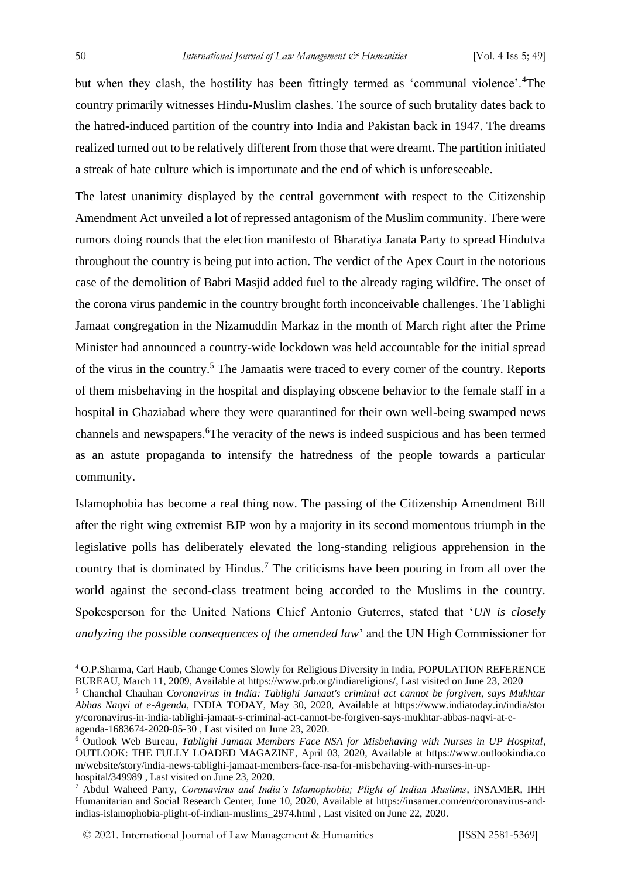but when they clash, the hostility has been fittingly termed as 'communal violence'.[4]The country primarily witnesses Hindu-Muslim clashes. The source of such brutality dates back to the hatred-induced partition of the country into India and Pakistan back in 1947. The dreams realized turned out to be relatively different from those that were dreamt. The partition initiated a streak of hate culture which is importunate and the end of which is unforeseeable.

The latest unanimity displayed by the central government with respect to the Citizenship Amendment Act unveiled a lot of repressed antagonism of the Muslim community. There were rumors doing rounds that the election manifesto of Bharatiya Janata Party to spread Hindutva throughout the country is being put into action. The verdict of the Apex Court in the notorious case of the demolition of Babri Masjid added fuel to the already raging wildfire. The onset of the corona virus pandemic in the country brought forth inconceivable challenges. The Tablighi Jamaat congregation in the Nizamuddin Markaz in the month of March right after the Prime Minister had announced a country-wide lockdown was held accountable for the initial spread of the virus in the country.[5] The Jamaatis were traced to every corner of the country. Reports of them misbehaving in the hospital and displaying obscene behavior to the female staff in a hospital in Ghaziabad where they were quarantined for their own well-being swamped news channels and newspapers.[6]The veracity of the news is indeed suspicious and has been termed as an astute propaganda to intensify the hatredness of the people towards a particular community.

Islamophobia has become a real thing now. The passing of the Citizenship Amendment Bill after the right wing extremist BJP won by a majority in its second momentous triumph in the legislative polls has deliberately elevated the long-standing religious apprehension in the country that is dominated by Hindus.[7] The criticisms have been pouring in from all over the world against the second-class treatment being accorded to the Muslims in the country. Spokesperson for the United Nations Chief Antonio Guterres, stated that '*UN is closely analyzing the possible consequences of the amended law*' and the UN High Commissioner for

---

[4] O.P.Sharma, Carl Haub, Change Comes Slowly for Religious Diversity in India, POPULATION REFERENCE BUREAU, March 11, 2009, Available at https://www.prb.org/indiareligions/, Last visited on June 23, 2020

[5] Chanchal Chauhan *Coronavirus in India: Tablighi Jamaat's criminal act cannot be forgiven, says Mukhtar Abbas Naqvi at e-Agenda,* INDIA TODAY, May 30, 2020, Available at https://www.indiatoday.in/india/story/coronavirus-in-india-tablighi-jamaat-s-criminal-act-cannot-be-forgiven-says-mukhtar-abbas-naqvi-at-e-agenda-1683674-2020-05-30 , Last visited on June 23, 2020.

[6] Outlook Web Bureau, *Tablighi Jamaat Members Face NSA for Misbehaving with Nurses in UP Hospital*, OUTLOOK: THE FULLY LOADED MAGAZINE, April 03, 2020, Available at https://www.outlookindia.com/website/story/india-news-tablighi-jamaat-members-face-nsa-for-misbehaving-with-nurses-in-up-hospital/349989 , Last visited on June 23, 2020.

[7] Abdul Waheed Parry, *Coronavirus and India's Islamophobia; Plight of Indian Muslims*, iNSAMER, IHH Humanitarian and Social Research Center, June 10, 2020, Available at https://insamer.com/en/coronavirus-and-indias-islamophobia-plight-of-indian-muslims_2974.html , Last visited on June 22, 2020.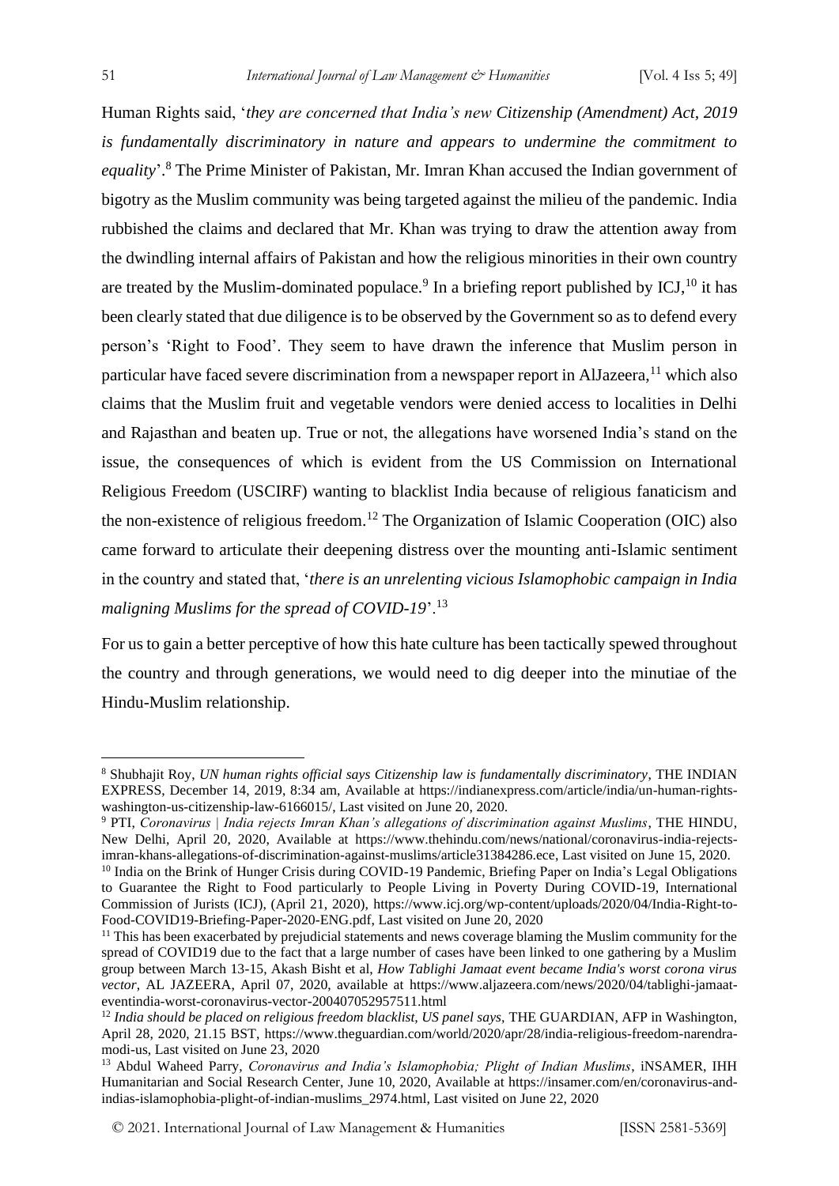Human Rights said, '*they are concerned that India's new Citizenship (Amendment) Act, 2019 is fundamentally discriminatory in nature and appears to undermine the commitment to equality*'.[8] The Prime Minister of Pakistan, Mr. Imran Khan accused the Indian government of bigotry as the Muslim community was being targeted against the milieu of the pandemic. India rubbished the claims and declared that Mr. Khan was trying to draw the attention away from the dwindling internal affairs of Pakistan and how the religious minorities in their own country are treated by the Muslim-dominated populace.[9] In a briefing report published by ICJ,[10] it has been clearly stated that due diligence is to be observed by the Government so as to defend every person's 'Right to Food'. They seem to have drawn the inference that Muslim person in particular have faced severe discrimination from a newspaper report in AlJazeera,[11] which also claims that the Muslim fruit and vegetable vendors were denied access to localities in Delhi and Rajasthan and beaten up. True or not, the allegations have worsened India's stand on the issue, the consequences of which is evident from the US Commission on International Religious Freedom (USCIRF) wanting to blacklist India because of religious fanaticism and the non-existence of religious freedom.[12] The Organization of Islamic Cooperation (OIC) also came forward to articulate their deepening distress over the mounting anti-Islamic sentiment in the country and stated that, '*there is an unrelenting vicious Islamophobic campaign in India maligning Muslims for the spread of COVID-19*'.[13]

For us to gain a better perceptive of how this hate culture has been tactically spewed throughout the country and through generations, we would need to dig deeper into the minutiae of the Hindu-Muslim relationship.

---

[8] Shubhajit Roy, *UN human rights official says Citizenship law is fundamentally discriminatory*, THE INDIAN EXPRESS, December 14, 2019, 8:34 am, Available at https://indianexpress.com/article/india/un-human-rights-washington-us-citizenship-law-6166015/, Last visited on June 20, 2020.

[9] PTI, *Coronavirus | India rejects Imran Khan's allegations of discrimination against Muslims*, THE HINDU, New Delhi, April 20, 2020, Available at https://www.thehindu.com/news/national/coronavirus-india-rejects-imran-khans-allegations-of-discrimination-against-muslims/article31384286.ece, Last visited on June 15, 2020.

[10] India on the Brink of Hunger Crisis during COVID-19 Pandemic, Briefing Paper on India's Legal Obligations to Guarantee the Right to Food particularly to People Living in Poverty During COVID-19, International Commission of Jurists (ICJ), (April 21, 2020), https://www.icj.org/wp-content/uploads/2020/04/India-Right-to-Food-COVID19-Briefing-Paper-2020-ENG.pdf, Last visited on June 20, 2020

[11] This has been exacerbated by prejudicial statements and news coverage blaming the Muslim community for the spread of COVID19 due to the fact that a large number of cases have been linked to one gathering by a Muslim group between March 13-15, Akash Bisht et al, *How Tablighi Jamaat event became India's worst corona virus vector*, AL JAZEERA, April 07, 2020, available at https://www.aljazeera.com/news/2020/04/tablighi-jamaat-eventindia-worst-coronavirus-vector-200407052957511.html

[12] *India should be placed on religious freedom blacklist, US panel says*, THE GUARDIAN, AFP in Washington, April 28, 2020, 21.15 BST, https://www.theguardian.com/world/2020/apr/28/india-religious-freedom-narendra-modi-us, Last visited on June 23, 2020

[13] Abdul Waheed Parry, *Coronavirus and India's Islamophobia; Plight of Indian Muslims*, iNSAMER, IHH Humanitarian and Social Research Center, June 10, 2020, Available at https://insamer.com/en/coronavirus-and-indias-islamophobia-plight-of-indian-muslims_2974.html, Last visited on June 22, 2020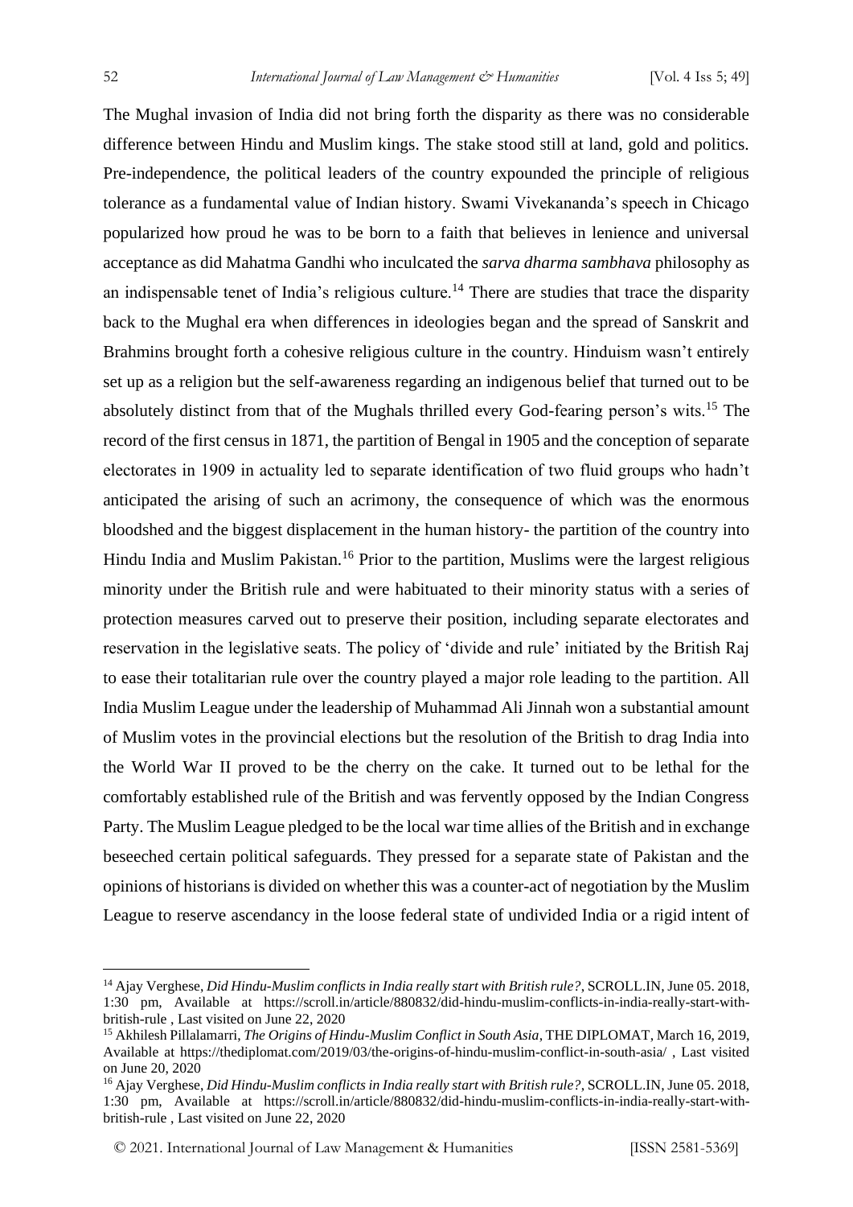The Mughal invasion of India did not bring forth the disparity as there was no considerable difference between Hindu and Muslim kings. The stake stood still at land, gold and politics. Pre-independence, the political leaders of the country expounded the principle of religious tolerance as a fundamental value of Indian history. Swami Vivekananda's speech in Chicago popularized how proud he was to be born to a faith that believes in lenience and universal acceptance as did Mahatma Gandhi who inculcated the *sarva dharma sambhava* philosophy as an indispensable tenet of India's religious culture.[14] There are studies that trace the disparity back to the Mughal era when differences in ideologies began and the spread of Sanskrit and Brahmins brought forth a cohesive religious culture in the country. Hinduism wasn't entirely set up as a religion but the self-awareness regarding an indigenous belief that turned out to be absolutely distinct from that of the Mughals thrilled every God-fearing person's wits.[15] The record of the first census in 1871, the partition of Bengal in 1905 and the conception of separate electorates in 1909 in actuality led to separate identification of two fluid groups who hadn't anticipated the arising of such an acrimony, the consequence of which was the enormous bloodshed and the biggest displacement in the human history- the partition of the country into Hindu India and Muslim Pakistan.[16] Prior to the partition, Muslims were the largest religious minority under the British rule and were habituated to their minority status with a series of protection measures carved out to preserve their position, including separate electorates and reservation in the legislative seats. The policy of 'divide and rule' initiated by the British Raj to ease their totalitarian rule over the country played a major role leading to the partition. All India Muslim League under the leadership of Muhammad Ali Jinnah won a substantial amount of Muslim votes in the provincial elections but the resolution of the British to drag India into the World War II proved to be the cherry on the cake. It turned out to be lethal for the comfortably established rule of the British and was fervently opposed by the Indian Congress Party. The Muslim League pledged to be the local war time allies of the British and in exchange beseeched certain political safeguards. They pressed for a separate state of Pakistan and the opinions of historians is divided on whether this was a counter-act of negotiation by the Muslim League to reserve ascendancy in the loose federal state of undivided India or a rigid intent of

---

[14] Ajay Verghese, *Did Hindu-Muslim conflicts in India really start with British rule?*, SCROLL.IN, June 05. 2018, 1:30 pm, Available at https://scroll.in/article/880832/did-hindu-muslim-conflicts-in-india-really-start-with-british-rule , Last visited on June 22, 2020

[15] Akhilesh Pillalamarri, *The Origins of Hindu-Muslim Conflict in South Asia*, THE DIPLOMAT, March 16, 2019, Available at https://thediplomat.com/2019/03/the-origins-of-hindu-muslim-conflict-in-south-asia/ , Last visited on June 20, 2020

[16] Ajay Verghese, *Did Hindu-Muslim conflicts in India really start with British rule?*, SCROLL.IN, June 05. 2018, 1:30 pm, Available at https://scroll.in/article/880832/did-hindu-muslim-conflicts-in-india-really-start-with-british-rule , Last visited on June 22, 2020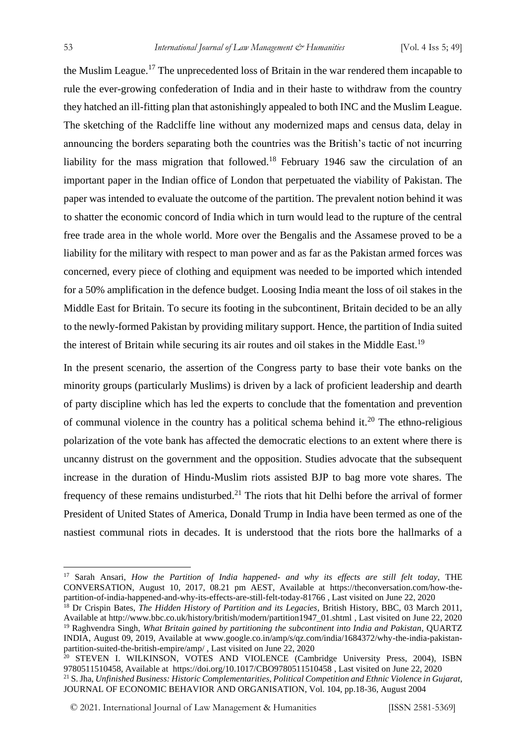the Muslim League.[17] The unprecedented loss of Britain in the war rendered them incapable to rule the ever-growing confederation of India and in their haste to withdraw from the country they hatched an ill-fitting plan that astonishingly appealed to both INC and the Muslim League. The sketching of the Radcliffe line without any modernized maps and census data, delay in announcing the borders separating both the countries was the British's tactic of not incurring liability for the mass migration that followed.[18] February 1946 saw the circulation of an important paper in the Indian office of London that perpetuated the viability of Pakistan. The paper was intended to evaluate the outcome of the partition. The prevalent notion behind it was to shatter the economic concord of India which in turn would lead to the rupture of the central free trade area in the whole world. More over the Bengalis and the Assamese proved to be a liability for the military with respect to man power and as far as the Pakistan armed forces was concerned, every piece of clothing and equipment was needed to be imported which intended for a 50% amplification in the defence budget. Loosing India meant the loss of oil stakes in the Middle East for Britain. To secure its footing in the subcontinent, Britain decided to be an ally to the newly-formed Pakistan by providing military support. Hence, the partition of India suited the interest of Britain while securing its air routes and oil stakes in the Middle East.[19]

In the present scenario, the assertion of the Congress party to base their vote banks on the minority groups (particularly Muslims) is driven by a lack of proficient leadership and dearth of party discipline which has led the experts to conclude that the fomentation and prevention of communal violence in the country has a political schema behind it.[20] The ethno-religious polarization of the vote bank has affected the democratic elections to an extent where there is uncanny distrust on the government and the opposition. Studies advocate that the subsequent increase in the duration of Hindu-Muslim riots assisted BJP to bag more vote shares. The frequency of these remains undisturbed.[21] The riots that hit Delhi before the arrival of former President of United States of America, Donald Trump in India have been termed as one of the nastiest communal riots in decades. It is understood that the riots bore the hallmarks of a

---

[17] Sarah Ansari, *How the Partition of India happened- and why its effects are still felt today*, THE CONVERSATION, August 10, 2017, 08.21 pm AEST, Available at https://theconversation.com/how-the-partition-of-india-happened-and-why-its-effects-are-still-felt-today-81766 , Last visited on June 22, 2020

[18] Dr Crispin Bates, *The Hidden History of Partition and its Legacies*, British History, BBC, 03 March 2011, Available at http://www.bbc.co.uk/history/british/modern/partition1947_01.shtml , Last visited on June 22, 2020

[19] Raghvendra Singh, *What Britain gained by partitioning the subcontinent into India and Pakistan*, QUARTZ INDIA, August 09, 2019, Available at www.google.co.in/amp/s/qz.com/india/1684372/why-the-india-pakistan-partition-suited-the-british-empire/amp/ , Last visited on June 22, 2020

[20] STEVEN I. WILKINSON, VOTES AND VIOLENCE (Cambridge University Press, 2004), ISBN 9780511510458, Available at https://doi.org/10.1017/CBO9780511510458 , Last visited on June 22, 2020

[21] S. Jha, *Unfinished Business: Historic Complementarities, Political Competition and Ethnic Violence in Gujarat*, JOURNAL OF ECONOMIC BEHAVIOR AND ORGANISATION, Vol. 104, pp.18-36, August 2004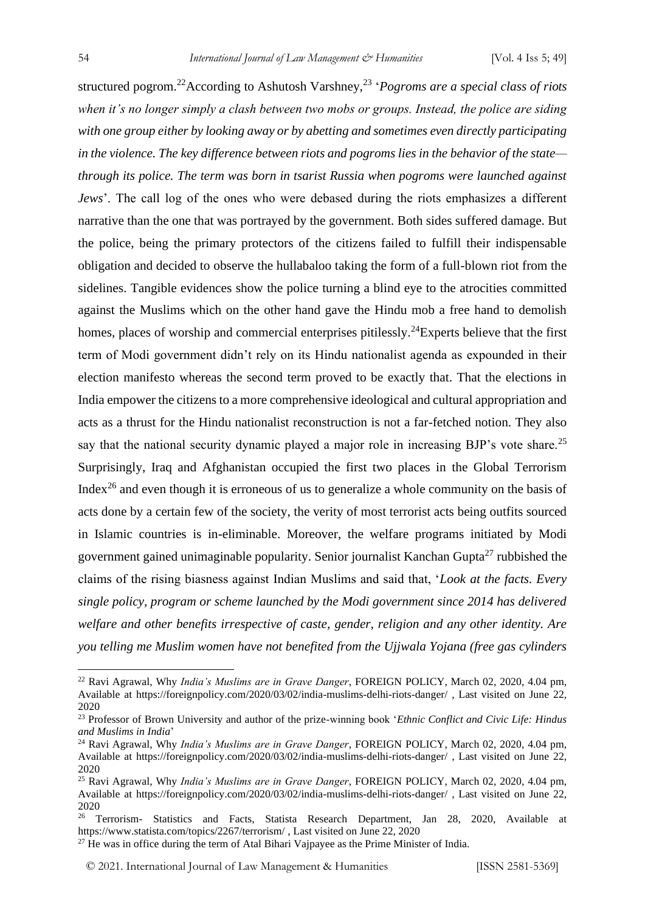structured pogrom.[22]According to Ashutosh Varshney,[23] '*Pogroms are a special class of riots when it's no longer simply a clash between two mobs or groups. Instead, the police are siding with one group either by looking away or by abetting and sometimes even directly participating in the violence. The key difference between riots and pogroms lies in the behavior of the state—through its police. The term was born in tsarist Russia when pogroms were launched against Jews*'. The call log of the ones who were debased during the riots emphasizes a different narrative than the one that was portrayed by the government. Both sides suffered damage. But the police, being the primary protectors of the citizens failed to fulfill their indispensable obligation and decided to observe the hullabaloo taking the form of a full-blown riot from the sidelines. Tangible evidences show the police turning a blind eye to the atrocities committed against the Muslims which on the other hand gave the Hindu mob a free hand to demolish homes, places of worship and commercial enterprises pitilessly.[24]Experts believe that the first term of Modi government didn't rely on its Hindu nationalist agenda as expounded in their election manifesto whereas the second term proved to be exactly that. That the elections in India empower the citizens to a more comprehensive ideological and cultural appropriation and acts as a thrust for the Hindu nationalist reconstruction is not a far-fetched notion. They also say that the national security dynamic played a major role in increasing BJP's vote share.[25] Surprisingly, Iraq and Afghanistan occupied the first two places in the Global Terrorism Index[26] and even though it is erroneous of us to generalize a whole community on the basis of acts done by a certain few of the society, the verity of most terrorist acts being outfits sourced in Islamic countries is in-eliminable. Moreover, the welfare programs initiated by Modi government gained unimaginable popularity. Senior journalist Kanchan Gupta[27] rubbished the claims of the rising biasness against Indian Muslims and said that, '*Look at the facts. Every single policy, program or scheme launched by the Modi government since 2014 has delivered welfare and other benefits irrespective of caste, gender, religion and any other identity. Are you telling me Muslim women have not benefited from the Ujjwala Yojana (free gas cylinders*

---

[22] Ravi Agrawal, Why *India's Muslims are in Grave Danger*, FOREIGN POLICY, March 02, 2020, 4.04 pm, Available at https://foreignpolicy.com/2020/03/02/india-muslims-delhi-riots-danger/ , Last visited on June 22, 2020

[23] Professor of Brown University and author of the prize-winning book '*Ethnic Conflict and Civic Life: Hindus and Muslims in India*'

[24] Ravi Agrawal, Why *India's Muslims are in Grave Danger*, FOREIGN POLICY, March 02, 2020, 4.04 pm, Available at https://foreignpolicy.com/2020/03/02/india-muslims-delhi-riots-danger/ , Last visited on June 22, 2020

[25] Ravi Agrawal, Why *India's Muslims are in Grave Danger*, FOREIGN POLICY, March 02, 2020, 4.04 pm, Available at https://foreignpolicy.com/2020/03/02/india-muslims-delhi-riots-danger/ , Last visited on June 22, 2020

[26] Terrorism- Statistics and Facts, Statista Research Department, Jan 28, 2020, Available at https://www.statista.com/topics/2267/terrorism/ , Last visited on June 22, 2020

[27] He was in office during the term of Atal Bihari Vajpayee as the Prime Minister of India.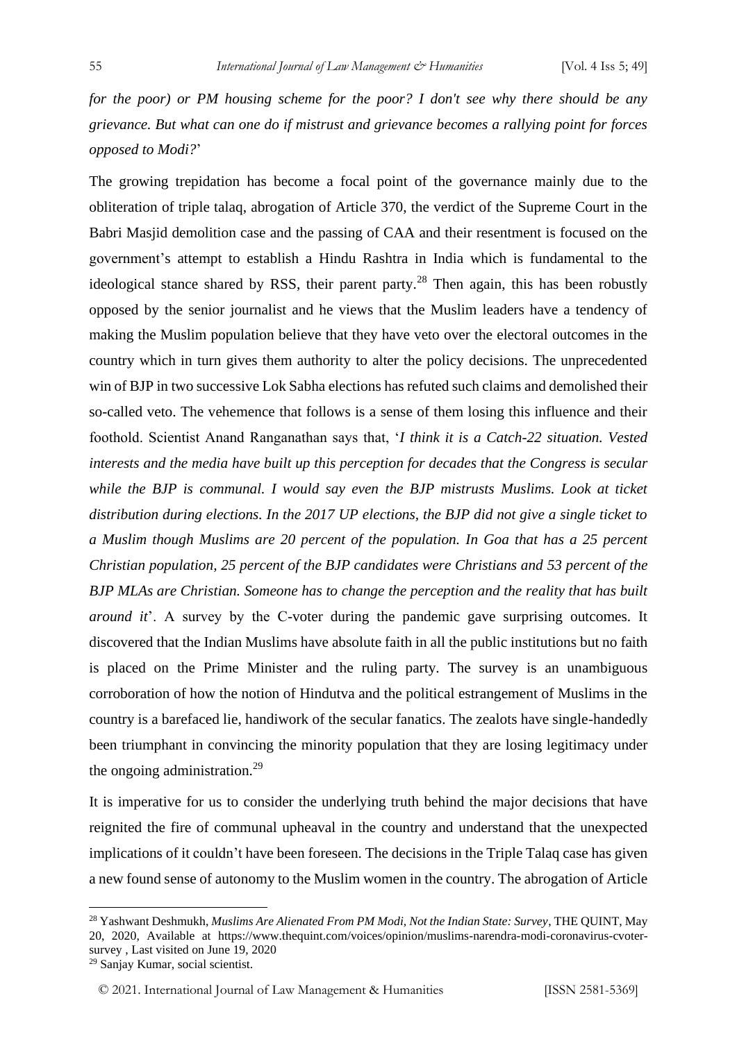*for the poor) or PM housing scheme for the poor? I don't see why there should be any grievance. But what can one do if mistrust and grievance becomes a rallying point for forces opposed to Modi?*'

The growing trepidation has become a focal point of the governance mainly due to the obliteration of triple talaq, abrogation of Article 370, the verdict of the Supreme Court in the Babri Masjid demolition case and the passing of CAA and their resentment is focused on the government's attempt to establish a Hindu Rashtra in India which is fundamental to the ideological stance shared by RSS, their parent party.[28] Then again, this has been robustly opposed by the senior journalist and he views that the Muslim leaders have a tendency of making the Muslim population believe that they have veto over the electoral outcomes in the country which in turn gives them authority to alter the policy decisions. The unprecedented win of BJP in two successive Lok Sabha elections has refuted such claims and demolished their so-called veto. The vehemence that follows is a sense of them losing this influence and their foothold. Scientist Anand Ranganathan says that, '*I think it is a Catch-22 situation. Vested interests and the media have built up this perception for decades that the Congress is secular while the BJP is communal. I would say even the BJP mistrusts Muslims. Look at ticket distribution during elections. In the 2017 UP elections, the BJP did not give a single ticket to a Muslim though Muslims are 20 percent of the population. In Goa that has a 25 percent Christian population, 25 percent of the BJP candidates were Christians and 53 percent of the BJP MLAs are Christian. Someone has to change the perception and the reality that has built around it*'. A survey by the C-voter during the pandemic gave surprising outcomes. It discovered that the Indian Muslims have absolute faith in all the public institutions but no faith is placed on the Prime Minister and the ruling party. The survey is an unambiguous corroboration of how the notion of Hindutva and the political estrangement of Muslims in the country is a barefaced lie, handiwork of the secular fanatics. The zealots have single-handedly been triumphant in convincing the minority population that they are losing legitimacy under the ongoing administration.[29]

It is imperative for us to consider the underlying truth behind the major decisions that have reignited the fire of communal upheaval in the country and understand that the unexpected implications of it couldn't have been foreseen. The decisions in the Triple Talaq case has given a new found sense of autonomy to the Muslim women in the country. The abrogation of Article

---

[28] Yashwant Deshmukh, *Muslims Are Alienated From PM Modi, Not the Indian State: Survey*, THE QUINT, May 20, 2020, Available at https://www.thequint.com/voices/opinion/muslims-narendra-modi-coronavirus-cvoter-survey , Last visited on June 19, 2020

[29] Sanjay Kumar, social scientist.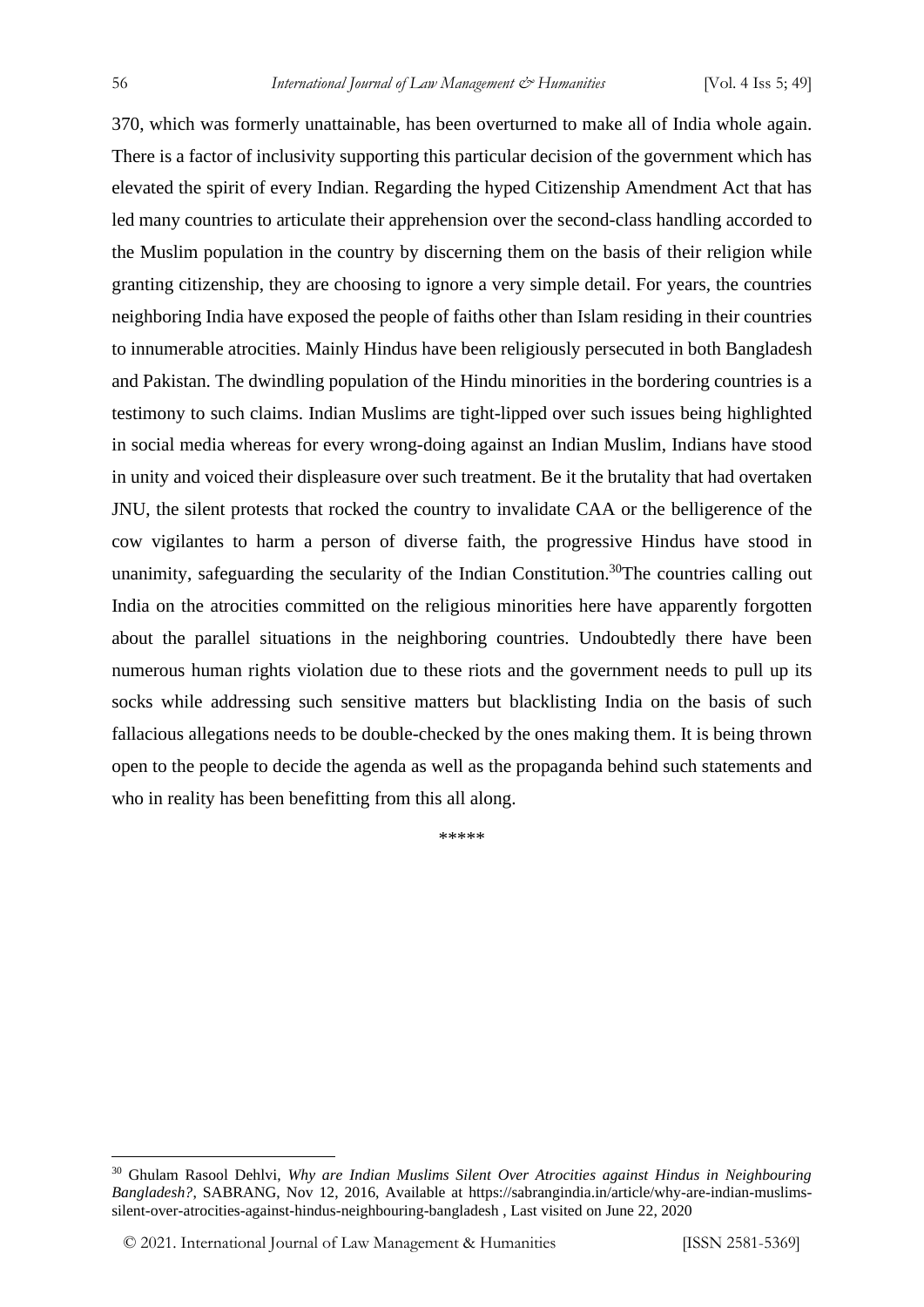370, which was formerly unattainable, has been overturned to make all of India whole again. There is a factor of inclusivity supporting this particular decision of the government which has elevated the spirit of every Indian. Regarding the hyped Citizenship Amendment Act that has led many countries to articulate their apprehension over the second-class handling accorded to the Muslim population in the country by discerning them on the basis of their religion while granting citizenship, they are choosing to ignore a very simple detail. For years, the countries neighboring India have exposed the people of faiths other than Islam residing in their countries to innumerable atrocities. Mainly Hindus have been religiously persecuted in both Bangladesh and Pakistan. The dwindling population of the Hindu minorities in the bordering countries is a testimony to such claims. Indian Muslims are tight-lipped over such issues being highlighted in social media whereas for every wrong-doing against an Indian Muslim, Indians have stood in unity and voiced their displeasure over such treatment. Be it the brutality that had overtaken JNU, the silent protests that rocked the country to invalidate CAA or the belligerence of the cow vigilantes to harm a person of diverse faith, the progressive Hindus have stood in unanimity, safeguarding the secularity of the Indian Constitution.[30]The countries calling out India on the atrocities committed on the religious minorities here have apparently forgotten about the parallel situations in the neighboring countries. Undoubtedly there have been numerous human rights violation due to these riots and the government needs to pull up its socks while addressing such sensitive matters but blacklisting India on the basis of such fallacious allegations needs to be double-checked by the ones making them. It is being thrown open to the people to decide the agenda as well as the propaganda behind such statements and who in reality has been benefitting from this all along.

\*\*\*\*\*

[30] Ghulam Rasool Dehlvi, *Why are Indian Muslims Silent Over Atrocities against Hindus in Neighbouring Bangladesh?*, SABRANG, Nov 12, 2016, Available at https://sabrangindia.in/article/why-are-indian-muslims-silent-over-atrocities-against-hindus-neighbouring-bangladesh , Last visited on June 22, 2020